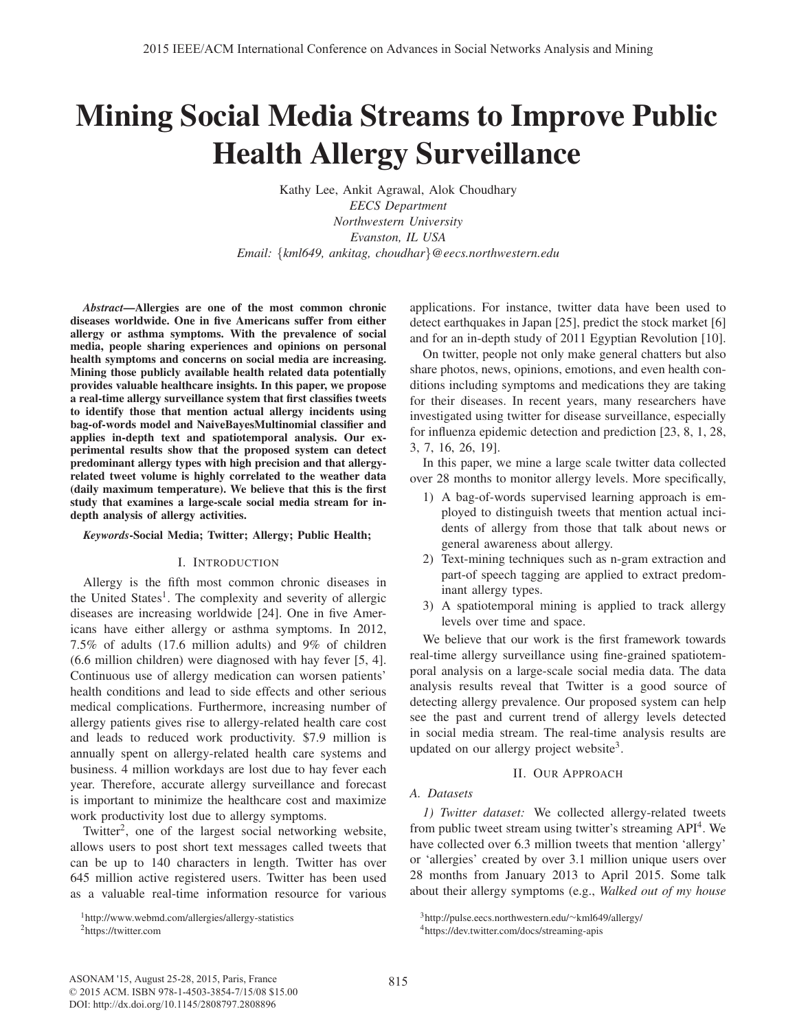# Mining Social Media Streams to Improve Public Health Allergy Surveillance

Kathy Lee, Ankit Agrawal, Alok Choudhary
*EECS Department*
*Northwestern University*
*Evanston, IL USA*
*Email: {kml649, ankitag, choudhar}@eecs.northwestern.edu*

***Abstract*—Allergies are one of the most common chronic diseases worldwide. One in five Americans suffer from either allergy or asthma symptoms. With the prevalence of social media, people sharing experiences and opinions on personal health symptoms and concerns on social media are increasing. Mining those publicly available health related data potentially provides valuable healthcare insights. In this paper, we propose a real-time allergy surveillance system that first classifies tweets to identify those that mention actual allergy incidents using bag-of-words model and NaiveBayesMultinomial classifier and applies in-depth text and spatiotemporal analysis. Our experimental results show that the proposed system can detect predominant allergy types with high precision and that allergy-related tweet volume is highly correlated to the weather data (daily maximum temperature). We believe that this is the first study that examines a large-scale social media stream for in-depth analysis of allergy activities.**

***Keywords*-Social Media; Twitter; Allergy; Public Health;**

## I. Introduction

Allergy is the fifth most common chronic diseases in the United States[1]. The complexity and severity of allergic diseases are increasing worldwide [24]. One in five Americans have either allergy or asthma symptoms. In 2012, 7.5% of adults (17.6 million adults) and 9% of children (6.6 million children) were diagnosed with hay fever [5, 4]. Continuous use of allergy medication can worsen patients' health conditions and lead to side effects and other serious medical complications. Furthermore, increasing number of allergy patients gives rise to allergy-related health care cost and leads to reduced work productivity. $7.9 million is annually spent on allergy-related health care systems and business. 4 million workdays are lost due to hay fever each year. Therefore, accurate allergy surveillance and forecast is important to minimize the healthcare cost and maximize work productivity lost due to allergy symptoms.

Twitter[2], one of the largest social networking website, allows users to post short text messages called tweets that can be up to 140 characters in length. Twitter has over 645 million active registered users. Twitter has been used as a valuable real-time information resource for various applications. For instance, twitter data have been used to detect earthquakes in Japan [25], predict the stock market [6] and for an in-depth study of 2011 Egyptian Revolution [10].

On twitter, people not only make general chatters but also share photos, news, opinions, emotions, and even health conditions including symptoms and medications they are taking for their diseases. In recent years, many researchers have investigated using twitter for disease surveillance, especially for influenza epidemic detection and prediction [23, 8, 1, 28, 3, 7, 16, 26, 19].

In this paper, we mine a large scale twitter data collected over 28 months to monitor allergy levels. More specifically,

1) A bag-of-words supervised learning approach is employed to distinguish tweets that mention actual incidents of allergy from those that talk about news or general awareness about allergy.
2) Text-mining techniques such as n-gram extraction and part-of speech tagging are applied to extract predominant allergy types.
3) A spatiotemporal mining is applied to track allergy levels over time and space.

We believe that our work is the first framework towards real-time allergy surveillance using fine-grained spatiotemporal analysis on a large-scale social media data. The data analysis results reveal that Twitter is a good source of detecting allergy prevalence. Our proposed system can help see the past and current trend of allergy levels detected in social media stream. The real-time analysis results are updated on our allergy project website[3].

## II. Our Approach

### A. Datasets

*1) Twitter dataset:* We collected allergy-related tweets from public tweet stream using twitter's streaming API[4]. We have collected over 6.3 million tweets that mention 'allergy' or 'allergies' created by over 3.1 million unique users over 28 months from January 2013 to April 2015. Some talk about their allergy symptoms (e.g., *Walked out of my house*

[1] http://www.webmd.com/allergies/allergy-statistics
[2] https://twitter.com
[3] http://pulse.eecs.northwestern.edu/~kml649/allergy/
[4] https://dev.twitter.com/docs/streaming-apis

ASONAM '15, August 25-28, 2015, Paris, France
© 2015 ACM. ISBN 978-1-4503-3854-7/15/08 $15.00
DOI: http://dx.doi.org/10.1145/2808797.2808896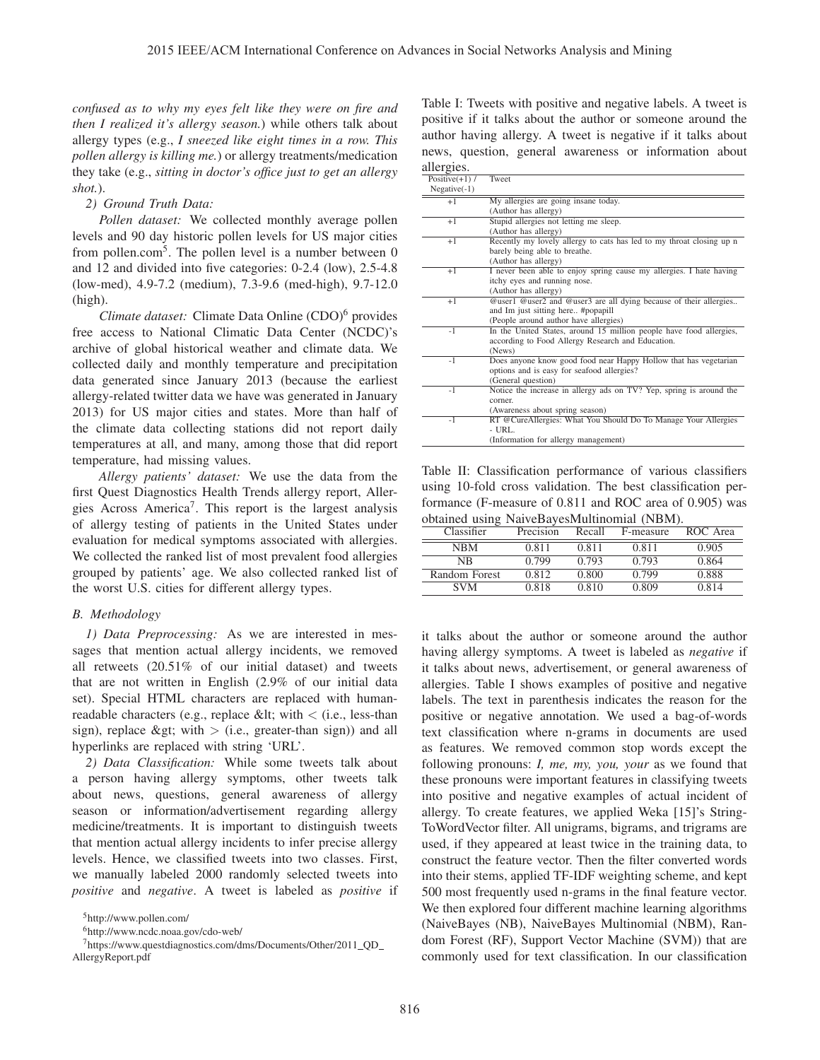*confused as to why my eyes felt like they were on fire and then I realized it's allergy season.*) while others talk about allergy types (e.g., *I sneezed like eight times in a row. This pollen allergy is killing me.*) or allergy treatments/medication they take (e.g., *sitting in doctor's office just to get an allergy shot.*).

*2) Ground Truth Data:*

*Pollen dataset:* We collected monthly average pollen levels and 90 day historic pollen levels for US major cities from pollen.com[5]. The pollen level is a number between 0 and 12 and divided into five categories: 0-2.4 (low), 2.5-4.8 (low-med), 4.9-7.2 (medium), 7.3-9.6 (med-high), 9.7-12.0 (high).

*Climate dataset:* Climate Data Online (CDO)[6] provides free access to National Climatic Data Center (NCDC)'s archive of global historical weather and climate data. We collected daily and monthly temperature and precipitation data generated since January 2013 (because the earliest allergy-related twitter data we have was generated in January 2013) for US major cities and states. More than half of the climate data collecting stations did not report daily temperatures at all, and many, among those that did report temperature, had missing values.

*Allergy patients' dataset:* We use the data from the first Quest Diagnostics Health Trends allergy report, Allergies Across America[7]. This report is the largest analysis of allergy testing of patients in the United States under evaluation for medical symptoms associated with allergies. We collected the ranked list of most prevalent food allergies grouped by patients' age. We also collected ranked list of the worst U.S. cities for different allergy types.

### B. Methodology

*1) Data Preprocessing:* As we are interested in messages that mention actual allergy incidents, we removed all retweets (20.51% of our initial dataset) and tweets that are not written in English (2.9% of our initial data set). Special HTML characters are replaced with human-readable characters (e.g., replace &lt; with < (i.e., less-than sign), replace &gt; with > (i.e., greater-than sign)) and all hyperlinks are replaced with string 'URL'.

*2) Data Classification:* While some tweets talk about a person having allergy symptoms, other tweets talk about news, questions, general awareness of allergy season or information/advertisement regarding allergy medicine/treatments. It is important to distinguish tweets that mention actual allergy incidents to infer precise allergy levels. Hence, we classified tweets into two classes. First, we manually labeled 2000 randomly selected tweets into *positive* and *negative*. A tweet is labeled as *positive* if it talks about the author or someone around the author having allergy symptoms. A tweet is labeled as *negative* if it talks about news, advertisement, or general awareness of allergies. Table I shows examples of positive and negative labels. The text in parenthesis indicates the reason for the positive or negative annotation. We used a bag-of-words text classification where n-grams in documents are used as features. We removed common stop words except the following pronouns: *I, me, my, you, your* as we found that these pronouns were important features in classifying tweets into positive and negative examples of actual incident of allergy. To create features, we applied Weka [15]'s StringToWordVector filter. All unigrams, bigrams, and trigrams are used, if they appeared at least twice in the training data, to construct the feature vector. Then the filter converted words into their stems, applied TF-IDF weighting scheme, and kept 500 most frequently used n-grams in the final feature vector. We then explored four different machine learning algorithms (NaiveBayes (NB), NaiveBayes Multinomial (NBM), Random Forest (RF), Support Vector Machine (SVM)) that are commonly used for text classification. In our classification

Table I: Tweets with positive and negative labels. A tweet is positive if it talks about the author or someone around the author having allergy. A tweet is negative if it talks about news, question, general awareness or information about allergies.

| Positive(+1) / Negative(-1) | Tweet |
|---|---|
| +1 | My allergies are going insane today. (Author has allergy) |
| +1 | Stupid allergies not letting me sleep. (Author has allergy) |
| +1 | Recently my lovely allergy to cats has led to my throat closing up n barely being able to breathe. (Author has allergy) |
| +1 | I never been able to enjoy spring cause my allergies. I hate having itchy eyes and running nose. (Author has allergy) |
| +1 | @user1 @user2 and @user3 are all dying because of their allergies.. and Im just sitting here.. #popapill (People around author have allergies) |
| -1 | In the United States, around 15 million people have food allergies, according to Food Allergy Research and Education. (News) |
| -1 | Does anyone know good food near Happy Hollow that has vegetarian options and is easy for seafood allergies? (General question) |
| -1 | Notice the increase in allergy ads on TV? Yep, spring is around the corner. (Awareness about spring season) |
| -1 | RT @CureAllergies: What You Should Do To Manage Your Allergies - URL. (Information for allergy management) |

Table II: Classification performance of various classifiers using 10-fold cross validation. The best classification performance (F-measure of 0.811 and ROC area of 0.905) was obtained using NaiveBayesMultinomial (NBM).

| Classifier | Precision | Recall | F-measure | ROC Area |
|---|---|---|---|---|
| NBM | 0.811 | 0.811 | 0.811 | 0.905 |
| NB | 0.799 | 0.793 | 0.793 | 0.864 |
| Random Forest | 0.812 | 0.800 | 0.799 | 0.888 |
| SVM | 0.818 | 0.810 | 0.809 | 0.814 |

[5] http://www.pollen.com/

[6] http://www.ncdc.noaa.gov/cdo-web/

[7] https://www.questdiagnostics.com/dms/Documents/Other/2011_QD_AllergyReport.pdf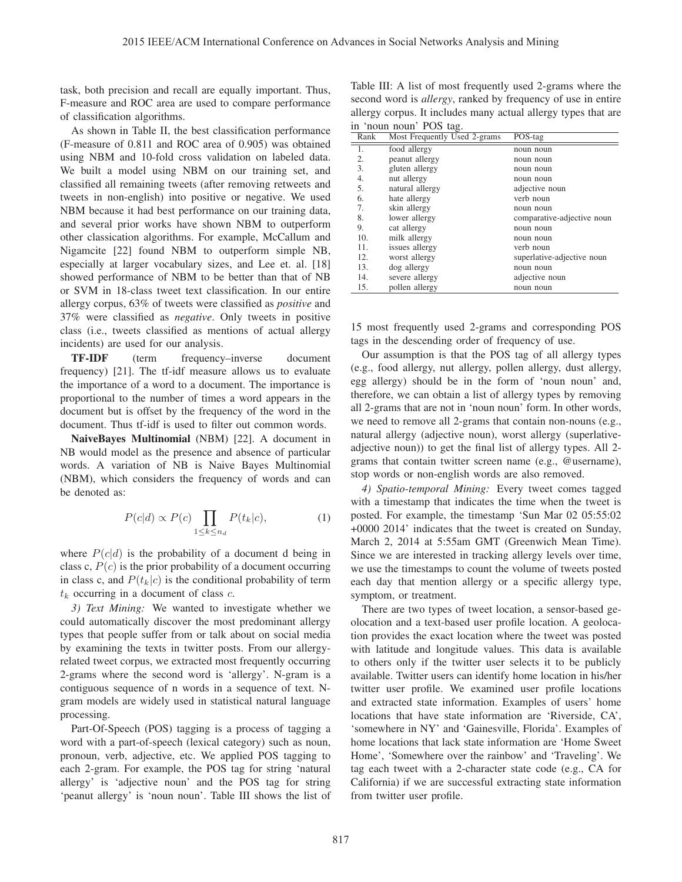task, both precision and recall are equally important. Thus, F-measure and ROC area are used to compare performance of classification algorithms.

As shown in Table II, the best classification performance (F-measure of 0.811 and ROC area of 0.905) was obtained using NBM and 10-fold cross validation on labeled data. We built a model using NBM on our training set, and classified all remaining tweets (after removing retweets and tweets in non-english) into positive or negative. We used NBM because it had best performance on our training data, and several prior works have shown NBM to outperform other classication algorithms. For example, McCallum and Nigamcite [22] found NBM to outperform simple NB, especially at larger vocabulary sizes, and Lee et. al. [18] showed performance of NBM to be better than that of NB or SVM in 18-class tweet text classification. In our entire allergy corpus, 63% of tweets were classified as *positive* and 37% were classified as *negative*. Only tweets in positive class (i.e., tweets classified as mentions of actual allergy incidents) are used for our analysis.

**TF-IDF** (term frequency–inverse document frequency) [21]. The tf-idf measure allows us to evaluate the importance of a word to a document. The importance is proportional to the number of times a word appears in the document but is offset by the frequency of the word in the document. Thus tf-idf is used to filter out common words.

**NaiveBayes Multinomial** (NBM) [22]. A document in NB would model as the presence and absence of particular words. A variation of NB is Naive Bayes Multinomial (NBM), which considers the frequency of words and can be denoted as:

$$P(c|d) \propto P(c) \prod_{1 \le k \le n_d} P(t_k|c), \tag{1}$$

where $P(c|d)$ is the probability of a document d being in class c, $P(c)$ is the prior probability of a document occurring in class c, and $P(t_k|c)$ is the conditional probability of term $t_k$ occurring in a document of class $c$.

*3) Text Mining:* We wanted to investigate whether we could automatically discover the most predominant allergy types that people suffer from or talk about on social media by examining the texts in twitter posts. From our allergy-related tweet corpus, we extracted most frequently occurring 2-grams where the second word is 'allergy'. N-gram is a contiguous sequence of n words in a sequence of text. N-gram models are widely used in statistical natural language processing.

Part-Of-Speech (POS) tagging is a process of tagging a word with a part-of-speech (lexical category) such as noun, pronoun, verb, adjective, etc. We applied POS tagging to each 2-gram. For example, the POS tag for string 'natural allergy' is 'adjective noun' and the POS tag for string 'peanut allergy' is 'noun noun'. Table III shows the list of 15 most frequently used 2-grams and corresponding POS tags in the descending order of frequency of use.

Table III: A list of most frequently used 2-grams where the second word is *allergy*, ranked by frequency of use in entire allergy corpus. It includes many actual allergy types that are in 'noun noun' POS tag.

| Rank | Most Frequently Used 2-grams | POS-tag |
|---|---|---|
| 1. | food allergy | noun noun |
| 2. | peanut allergy | noun noun |
| 3. | gluten allergy | noun noun |
| 4. | nut allergy | noun noun |
| 5. | natural allergy | adjective noun |
| 6. | hate allergy | verb noun |
| 7. | skin allergy | noun noun |
| 8. | lower allergy | comparative-adjective noun |
| 9. | cat allergy | noun noun |
| 10. | milk allergy | noun noun |
| 11. | issues allergy | verb noun |
| 12. | worst allergy | superlative-adjective noun |
| 13. | dog allergy | noun noun |
| 14. | severe allergy | adjective noun |
| 15. | pollen allergy | noun noun |

Our assumption is that the POS tag of all allergy types (e.g., food allergy, nut allergy, pollen allergy, dust allergy, egg allergy) should be in the form of 'noun noun' and, therefore, we can obtain a list of allergy types by removing all 2-grams that are not in 'noun noun' form. In other words, we need to remove all 2-grams that contain non-nouns (e.g., natural allergy (adjective noun), worst allergy (superlative-adjective noun)) to get the final list of allergy types. All 2-grams that contain twitter screen name (e.g., @username), stop words or non-english words are also removed.

*4) Spatio-temporal Mining:* Every tweet comes tagged with a timestamp that indicates the time when the tweet is posted. For example, the timestamp 'Sun Mar 02 05:55:02 +0000 2014' indicates that the tweet is created on Sunday, March 2, 2014 at 5:55am GMT (Greenwich Mean Time). Since we are interested in tracking allergy levels over time, we use the timestamps to count the volume of tweets posted each day that mention allergy or a specific allergy type, symptom, or treatment.

There are two types of tweet location, a sensor-based geolocation and a text-based user profile location. A geolocation provides the exact location where the tweet was posted with latitude and longitude values. This data is available to others only if the twitter user selects it to be publicly available. Twitter users can identify home location in his/her twitter user profile. We examined user profile locations and extracted state information. Examples of users' home locations that have state information are 'Riverside, CA', 'somewhere in NY' and 'Gainesville, Florida'. Examples of home locations that lack state information are 'Home Sweet Home', 'Somewhere over the rainbow' and 'Traveling'. We tag each tweet with a 2-character state code (e.g., CA for California) if we are successful extracting state information from twitter user profile.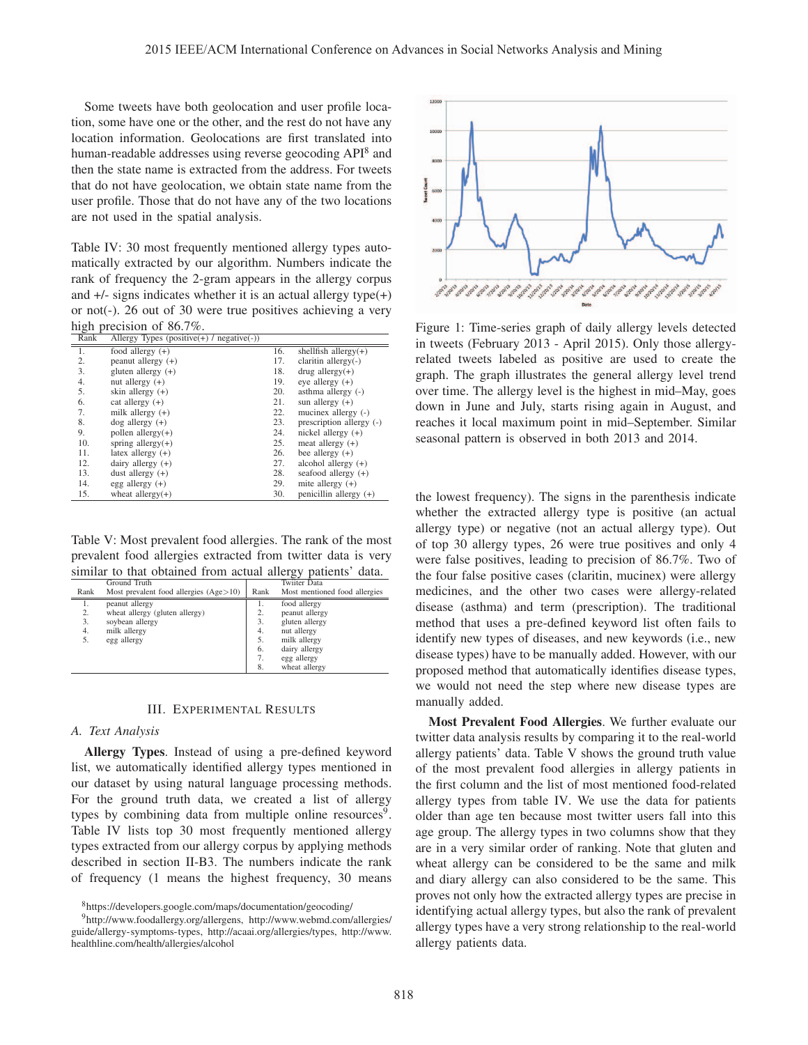Some tweets have both geolocation and user profile location, some have one or the other, and the rest do not have any location information. Geolocations are first translated into human-readable addresses using reverse geocoding API[8] and then the state name is extracted from the address. For tweets that do not have geolocation, we obtain state name from the user profile. Those that do not have any of the two locations are not used in the spatial analysis.

Table IV: 30 most frequently mentioned allergy types automatically extracted by our algorithm. Numbers indicate the rank of frequency the 2-gram appears in the allergy corpus and +/- signs indicates whether it is an actual allergy type(+) or not(-). 26 out of 30 were true positives achieving a very high precision of 86.7%.

| Rank | Allergy Types (positive(+) / negative(-)) | | |
|---|---|---|---|
| 1. | food allergy (+) | 16. | shellfish allergy(+) |
| 2. | peanut allergy (+) | 17. | claritin allergy(-) |
| 3. | gluten allergy (+) | 18. | drug allergy(+) |
| 4. | nut allergy (+) | 19. | eye allergy (+) |
| 5. | skin allergy (+) | 20. | asthma allergy (-) |
| 6. | cat allergy (+) | 21. | sun allergy (+) |
| 7. | milk allergy (+) | 22. | mucinex allergy (-) |
| 8. | dog allergy (+) | 23. | prescription allergy (-) |
| 9. | pollen allergy(+) | 24. | nickel allergy (+) |
| 10. | spring allergy(+) | 25. | meat allergy (+) |
| 11. | latex allergy (+) | 26. | bee allergy (+) |
| 12. | dairy allergy (+) | 27. | alcohol allergy (+) |
| 13. | dust allergy (+) | 28. | seafood allergy (+) |
| 14. | egg allergy (+) | 29. | mite allergy (+) |
| 15. | wheat allergy(+) | 30. | penicillin allergy (+) |

Table V: Most prevalent food allergies. The rank of the most prevalent food allergies extracted from twitter data is very similar to that obtained from actual allergy patients' data.

| | Ground Truth | | Twitter Data |
|---|---|---|---|
| Rank | Most prevalent food allergies (Age>10) | Rank | Most mentioned food allergies |
| 1. | peanut allergy | 1. | food allergy |
| 2. | wheat allergy (gluten allergy) | 2. | peanut allergy |
| 3. | soybean allergy | 3. | gluten allergy |
| 4. | milk allergy | 4. | nut allergy |
| 5. | egg allergy | 5. | milk allergy |
| | | 6. | dairy allergy |
| | | 7. | egg allergy |
| | | 8. | wheat allergy |

## III. Experimental Results

### A. Text Analysis

**Allergy Types**. Instead of using a pre-defined keyword list, we automatically identified allergy types mentioned in our dataset by using natural language processing methods. For the ground truth data, we created a list of allergy types by combining data from multiple online resources[9]. Table IV lists top 30 most frequently mentioned allergy types extracted from our allergy corpus by applying methods described in section II-B3. The numbers indicate the rank of frequency (1 means the highest frequency, 30 means the lowest frequency). The signs in the parenthesis indicate whether the extracted allergy type is positive (an actual allergy type) or negative (not an actual allergy type). Out of top 30 allergy types, 26 were true positives and only 4 were false positives, leading to precision of 86.7%. Two of the four false positive cases (claritin, mucinex) were allergy medicines, and the other two cases were allergy-related disease (asthma) and term (prescription). The traditional method that uses a pre-defined keyword list often fails to identify new types of diseases, and new keywords (i.e., new disease types) have to be manually added. However, with our proposed method that automatically identifies disease types, we would not need the step where new disease types are manually added.

Figure 1: Time-series graph of daily allergy levels detected in tweets (February 2013 - April 2015). Only those allergy-related tweets labeled as positive are used to create the graph. The graph illustrates the general allergy level trend over time. The allergy level is the highest in mid–May, goes down in June and July, starts rising again in August, and reaches it local maximum point in mid–September. Similar seasonal pattern is observed in both 2013 and 2014.

**Most Prevalent Food Allergies**. We further evaluate our twitter data analysis results by comparing it to the real-world allergy patients' data. Table V shows the ground truth value of the most prevalent food allergies in allergy patients in the first column and the list of most mentioned food-related allergy types from table IV. We use the data for patients older than age ten because most twitter users fall into this age group. The allergy types in two columns show that they are in a very similar order of ranking. Note that gluten and wheat allergy can be considered to be the same and milk and diary allergy can also considered to be the same. This proves not only how the extracted allergy types are precise in identifying actual allergy types, but also the rank of prevalent allergy types have a very strong relationship to the real-world allergy patients data.

[8] https://developers.google.com/maps/documentation/geocoding/

[9] http://www.foodallergy.org/allergens, http://www.webmd.com/allergies/guide/allergy-symptoms-types, http://acaai.org/allergies/types, http://www.healthline.com/health/allergies/alcohol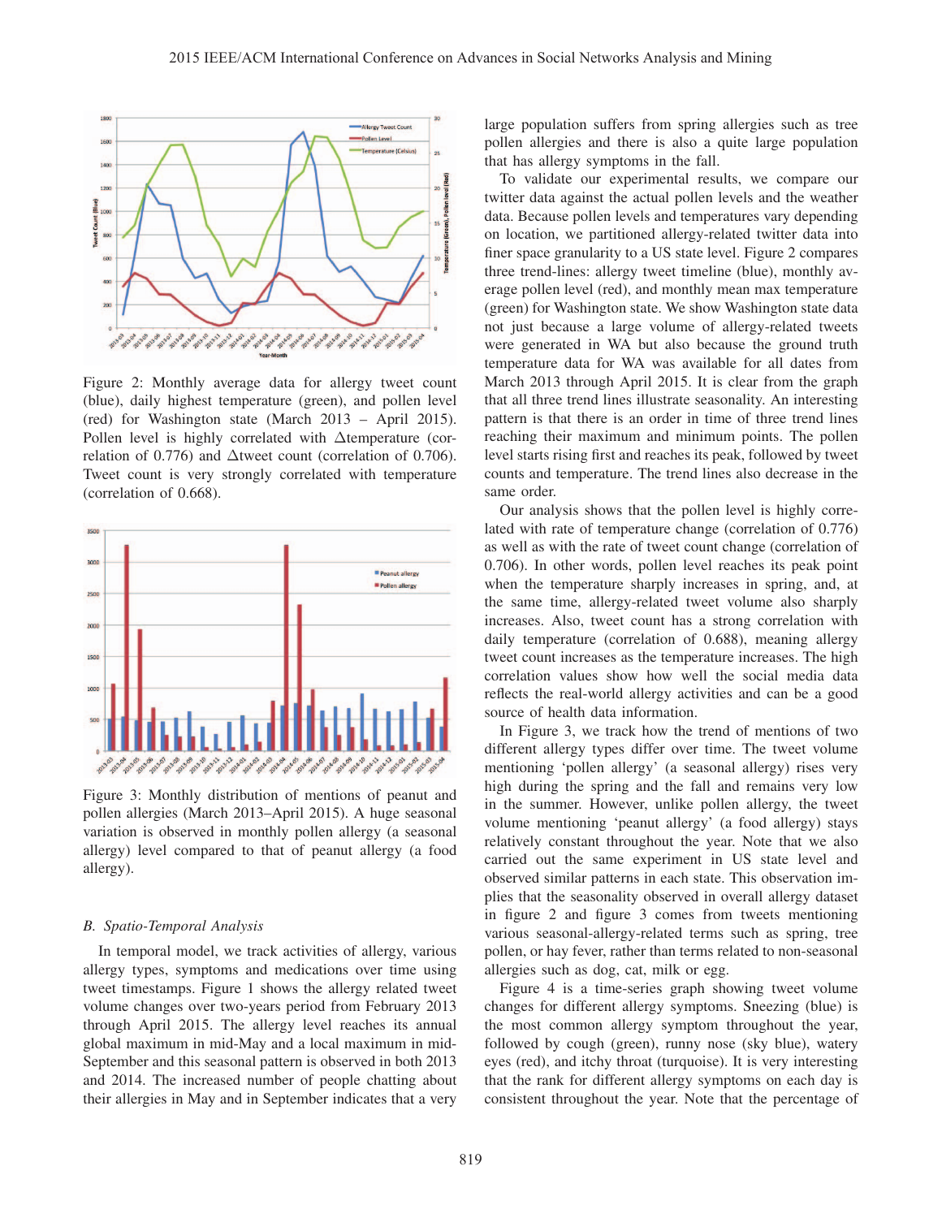Figure 2: Monthly average data for allergy tweet count (blue), daily highest temperature (green), and pollen level (red) for Washington state (March 2013 – April 2015). Pollen level is highly correlated with $\Delta$temperature (correlation of 0.776) and $\Delta$tweet count (correlation of 0.706). Tweet count is very strongly correlated with temperature (correlation of 0.668).

Figure 3: Monthly distribution of mentions of peanut and pollen allergies (March 2013–April 2015). A huge seasonal variation is observed in monthly pollen allergy (a seasonal allergy) level compared to that of peanut allergy (a food allergy).

### B. Spatio-Temporal Analysis

In temporal model, we track activities of allergy, various allergy types, symptoms and medications over time using tweet timestamps. Figure 1 shows the allergy related tweet volume changes over two-years period from February 2013 through April 2015. The allergy level reaches its annual global maximum in mid-May and a local maximum in mid-September and this seasonal pattern is observed in both 2013 and 2014. The increased number of people chatting about their allergies in May and in September indicates that a very large population suffers from spring allergies such as tree pollen allergies and there is also a quite large population that has allergy symptoms in the fall.

To validate our experimental results, we compare our twitter data against the actual pollen levels and the weather data. Because pollen levels and temperatures vary depending on location, we partitioned allergy-related twitter data into finer space granularity to a US state level. Figure 2 compares three trend-lines: allergy tweet timeline (blue), monthly average pollen level (red), and monthly mean max temperature (green) for Washington state. We show Washington state data not just because a large volume of allergy-related tweets were generated in WA but also because the ground truth temperature data for WA was available for all dates from March 2013 through April 2015. It is clear from the graph that all three trend lines illustrate seasonality. An interesting pattern is that there is an order in time of three trend lines reaching their maximum and minimum points. The pollen level starts rising first and reaches its peak, followed by tweet counts and temperature. The trend lines also decrease in the same order.

Our analysis shows that the pollen level is highly correlated with rate of temperature change (correlation of 0.776) as well as with the rate of tweet count change (correlation of 0.706). In other words, pollen level reaches its peak point when the temperature sharply increases in spring, and, at the same time, allergy-related tweet volume also sharply increases. Also, tweet count has a strong correlation with daily temperature (correlation of 0.688), meaning allergy tweet count increases as the temperature increases. The high correlation values show how well the social media data reflects the real-world allergy activities and can be a good source of health data information.

In Figure 3, we track how the trend of mentions of two different allergy types differ over time. The tweet volume mentioning 'pollen allergy' (a seasonal allergy) rises very high during the spring and the fall and remains very low in the summer. However, unlike pollen allergy, the tweet volume mentioning 'peanut allergy' (a food allergy) stays relatively constant throughout the year. Note that we also carried out the same experiment in US state level and observed similar patterns in each state. This observation implies that the seasonality observed in overall allergy dataset in figure 2 and figure 3 comes from tweets mentioning various seasonal-allergy-related terms such as spring, tree pollen, or hay fever, rather than terms related to non-seasonal allergies such as dog, cat, milk or egg.

Figure 4 is a time-series graph showing tweet volume changes for different allergy symptoms. Sneezing (blue) is the most common allergy symptom throughout the year, followed by cough (green), runny nose (sky blue), watery eyes (red), and itchy throat (turquoise). It is very interesting that the rank for different allergy symptoms on each day is consistent throughout the year. Note that the percentage of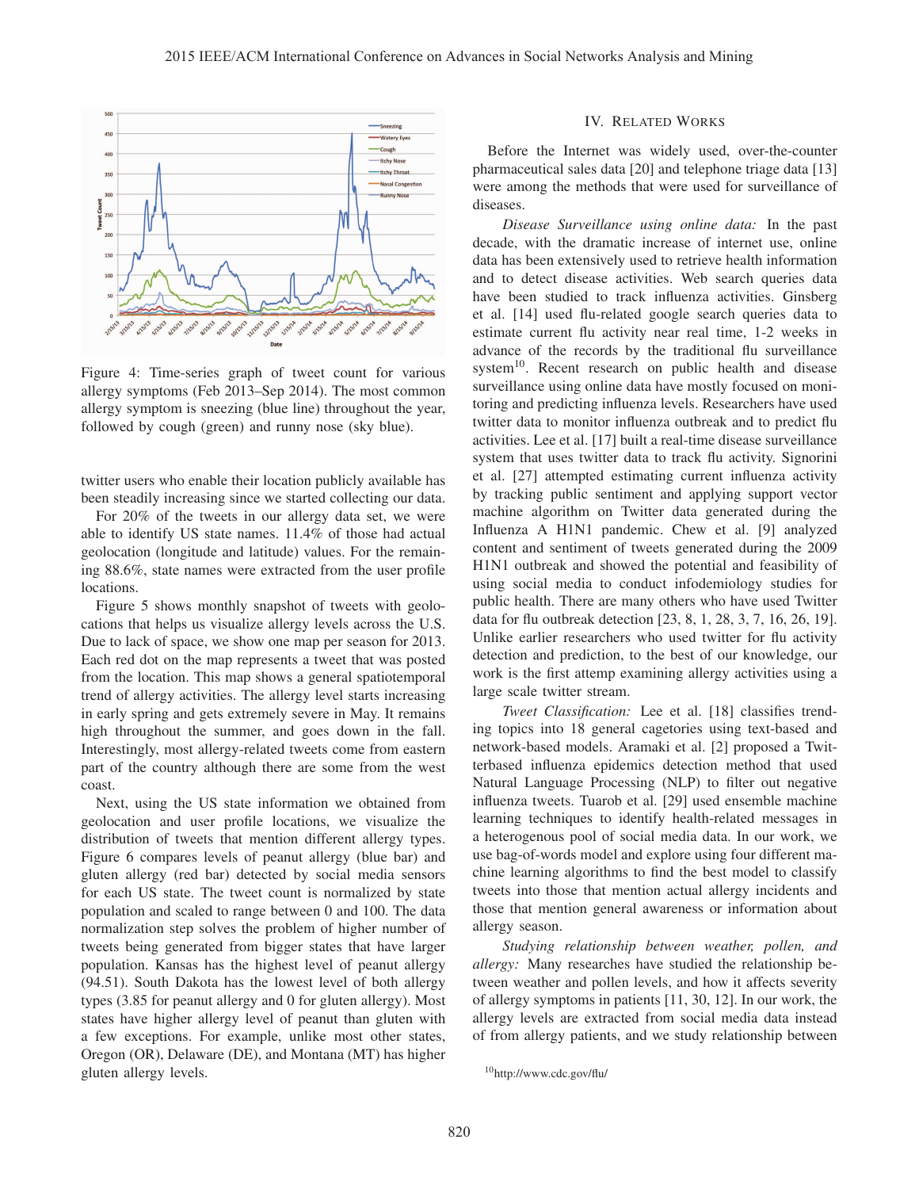Figure 4: Time-series graph of tweet count for various allergy symptoms (Feb 2013–Sep 2014). The most common allergy symptom is sneezing (blue line) throughout the year, followed by cough (green) and runny nose (sky blue).

twitter users who enable their location publicly available has been steadily increasing since we started collecting our data.

For 20% of the tweets in our allergy data set, we were able to identify US state names. 11.4% of those had actual geolocation (longitude and latitude) values. For the remaining 88.6%, state names were extracted from the user profile locations.

Figure 5 shows monthly snapshot of tweets with geolocations that helps us visualize allergy levels across the U.S. Due to lack of space, we show one map per season for 2013. Each red dot on the map represents a tweet that was posted from the location. This map shows a general spatiotemporal trend of allergy activities. The allergy level starts increasing in early spring and gets extremely severe in May. It remains high throughout the summer, and goes down in the fall. Interestingly, most allergy-related tweets come from eastern part of the country although there are some from the west coast.

Next, using the US state information we obtained from geolocation and user profile locations, we visualize the distribution of tweets that mention different allergy types. Figure 6 compares levels of peanut allergy (blue bar) and gluten allergy (red bar) detected by social media sensors for each US state. The tweet count is normalized by state population and scaled to range between 0 and 100. The data normalization step solves the problem of higher number of tweets being generated from bigger states that have larger population. Kansas has the highest level of peanut allergy (94.51). South Dakota has the lowest level of both allergy types (3.85 for peanut allergy and 0 for gluten allergy). Most states have higher allergy level of peanut than gluten with a few exceptions. For example, unlike most other states, Oregon (OR), Delaware (DE), and Montana (MT) has higher gluten allergy levels.

## IV. Related Works

Before the Internet was widely used, over-the-counter pharmaceutical sales data [20] and telephone triage data [13] were among the methods that were used for surveillance of diseases.

*Disease Surveillance using online data:* In the past decade, with the dramatic increase of internet use, online data has been extensively used to retrieve health information and to detect disease activities. Web search queries data have been studied to track influenza activities. Ginsberg et al. [14] used flu-related google search queries data to estimate current flu activity near real time, 1-2 weeks in advance of the records by the traditional flu surveillance system[10]. Recent research on public health and disease surveillance using online data have mostly focused on monitoring and predicting influenza levels. Researchers have used twitter data to monitor influenza outbreak and to predict flu activities. Lee et al. [17] built a real-time disease surveillance system that uses twitter data to track flu activity. Signorini et al. [27] attempted estimating current influenza activity by tracking public sentiment and applying support vector machine algorithm on Twitter data generated during the Influenza A H1N1 pandemic. Chew et al. [9] analyzed content and sentiment of tweets generated during the 2009 H1N1 outbreak and showed the potential and feasibility of using social media to conduct infodemiology studies for public health. There are many others who have used Twitter data for flu outbreak detection [23, 8, 1, 28, 3, 7, 16, 26, 19]. Unlike earlier researchers who used twitter for flu activity detection and prediction, to the best of our knowledge, our work is the first attemp examining allergy activities using a large scale twitter stream.

*Tweet Classification:* Lee et al. [18] classifies trending topics into 18 general cagetories using text-based and network-based models. Aramaki et al. [2] proposed a Twitterbased influenza epidemics detection method that used Natural Language Processing (NLP) to filter out negative influenza tweets. Tuarob et al. [29] used ensemble machine learning techniques to identify health-related messages in a heterogenous pool of social media data. In our work, we use bag-of-words model and explore using four different machine learning algorithms to find the best model to classify tweets into those that mention actual allergy incidents and those that mention general awareness or information about allergy season.

*Studying relationship between weather, pollen, and allergy:* Many researches have studied the relationship between weather and pollen levels, and how it affects severity of allergy symptoms in patients [11, 30, 12]. In our work, the allergy levels are extracted from social media data instead of from allergy patients, and we study relationship between

[10] http://www.cdc.gov/flu/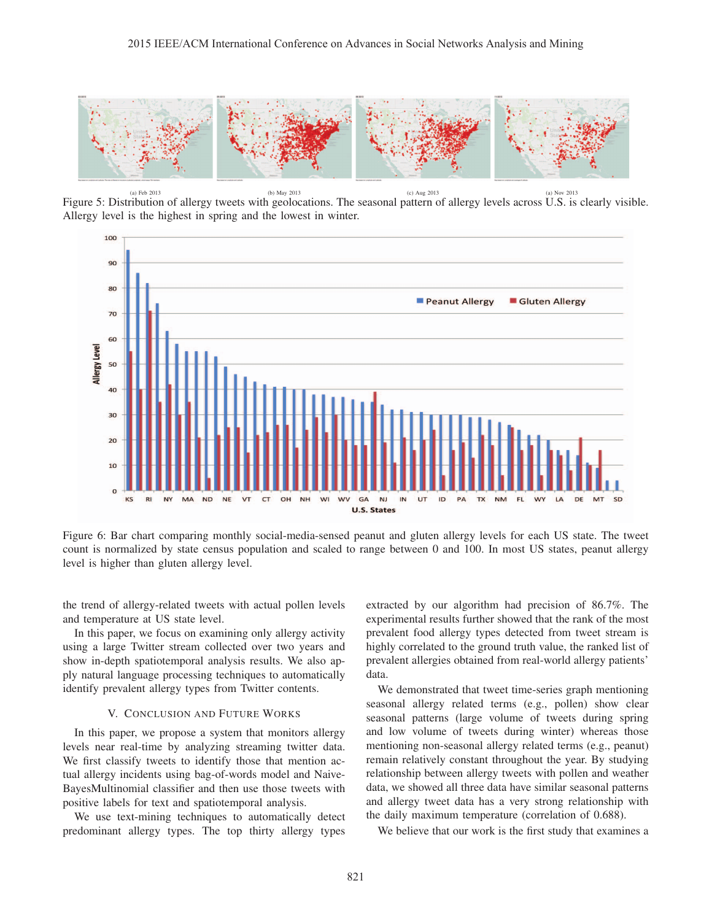(a) Feb 2013 (b) May 2013 (c) Aug 2013 (a) Nov 2013

Figure 5: Distribution of allergy tweets with geolocations. The seasonal pattern of allergy levels across U.S. is clearly visible. Allergy level is the highest in spring and the lowest in winter.

Figure 6: Bar chart comparing monthly social-media-sensed peanut and gluten allergy levels for each US state. The tweet count is normalized by state census population and scaled to range between 0 and 100. In most US states, peanut allergy level is higher than gluten allergy level.

the trend of allergy-related tweets with actual pollen levels and temperature at US state level.

In this paper, we focus on examining only allergy activity using a large Twitter stream collected over two years and show in-depth spatiotemporal analysis results. We also apply natural language processing techniques to automatically identify prevalent allergy types from Twitter contents.

## V. Conclusion and Future Works

In this paper, we propose a system that monitors allergy levels near real-time by analyzing streaming twitter data. We first classify tweets to identify those that mention actual allergy incidents using bag-of-words model and Naive-BayesMultinomial classifier and then use those tweets with positive labels for text and spatiotemporal analysis.

We use text-mining techniques to automatically detect predominant allergy types. The top thirty allergy types extracted by our algorithm had precision of 86.7%. The experimental results further showed that the rank of the most prevalent food allergy types detected from tweet stream is highly correlated to the ground truth value, the ranked list of prevalent allergies obtained from real-world allergy patients' data.

We demonstrated that tweet time-series graph mentioning seasonal allergy related terms (e.g., pollen) show clear seasonal patterns (large volume of tweets during spring and low volume of tweets during winter) whereas those mentioning non-seasonal allergy related terms (e.g., peanut) remain relatively constant throughout the year. By studying relationship between allergy tweets with pollen and weather data, we showed all three data have similar seasonal patterns and allergy tweet data has a very strong relationship with the daily maximum temperature (correlation of 0.688).

We believe that our work is the first study that examines a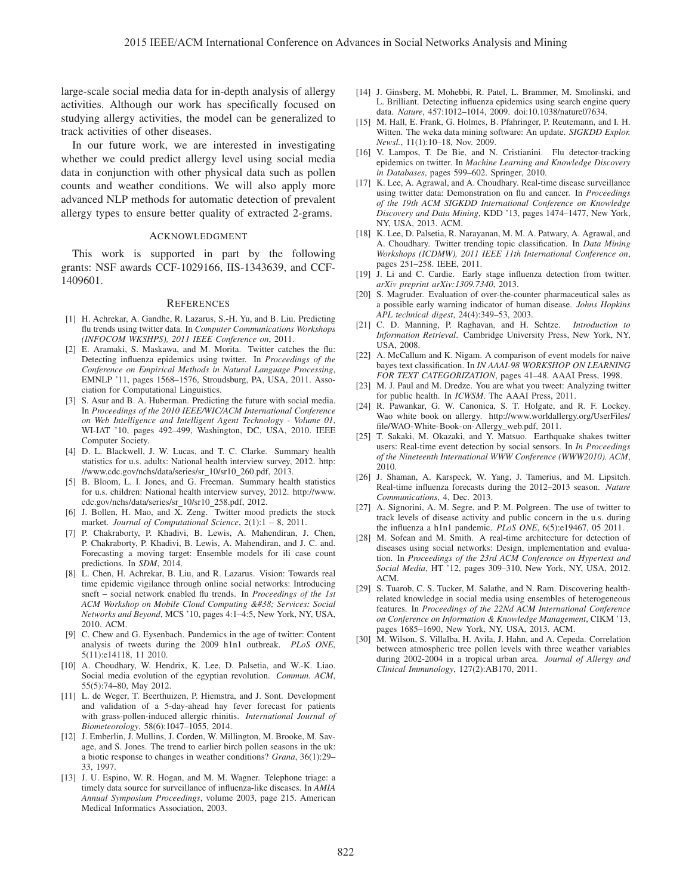large-scale social media data for in-depth analysis of allergy activities. Although our work has specifically focused on studying allergy activities, the model can be generalized to track activities of other diseases.

In our future work, we are interested in investigating whether we could predict allergy level using social media data in conjunction with other physical data such as pollen counts and weather conditions. We will also apply more advanced NLP methods for automatic detection of prevalent allergy types to ensure better quality of extracted 2-grams.

## ACKNOWLEDGMENT

This work is supported in part by the following grants: NSF awards CCF-1029166, IIS-1343639, and CCF-1409601.

## REFERENCES

[1] H. Achrekar, A. Gandhe, R. Lazarus, S.-H. Yu, and B. Liu. Predicting flu trends using twitter data. In *Computer Communications Workshops (INFOCOM WKSHPS), 2011 IEEE Conference on*, 2011.

[2] E. Aramaki, S. Maskawa, and M. Morita. Twitter catches the flu: Detecting influenza epidemics using twitter. In *Proceedings of the Conference on Empirical Methods in Natural Language Processing*, EMNLP '11, pages 1568–1576, Stroudsburg, PA, USA, 2011. Association for Computational Linguistics.

[3] S. Asur and B. A. Huberman. Predicting the future with social media. In *Proceedings of the 2010 IEEE/WIC/ACM International Conference on Web Intelligence and Intelligent Agent Technology - Volume 01*, WI-IAT '10, pages 492–499, Washington, DC, USA, 2010. IEEE Computer Society.

[4] D. L. Blackwell, J. W. Lucas, and T. C. Clarke. Summary health statistics for u.s. adults: National health interview survey, 2012. http://www.cdc.gov/nchs/data/series/sr_10/sr10_260.pdf, 2013.

[5] B. Bloom, L. I. Jones, and G. Freeman. Summary health statistics for u.s. children: National health interview survey, 2012. http://www.cdc.gov/nchs/data/series/sr_10/sr10_258.pdf, 2012.

[6] J. Bollen, H. Mao, and X. Zeng. Twitter mood predicts the stock market. *Journal of Computational Science*, 2(1):1 – 8, 2011.

[7] P. Chakraborty, P. Khadivi, B. Lewis, A. Mahendiran, J. Chen, P. Chakraborty, P. Khadivi, B. Lewis, A. Mahendiran, and J. C. and. Forecasting a moving target: Ensemble models for ili case count predictions. In *SDM*, 2014.

[8] L. Chen, H. Achrekar, B. Liu, and R. Lazarus. Vision: Towards real time epidemic vigilance through online social networks: Introducing sneft – social network enabled flu trends. In *Proceedings of the 1st ACM Workshop on Mobile Cloud Computing &#38; Services: Social Networks and Beyond*, MCS '10, pages 4:1–4:5, New York, NY, USA, 2010. ACM.

[9] C. Chew and G. Eysenbach. Pandemics in the age of twitter: Content analysis of tweets during the 2009 h1n1 outbreak. *PLoS ONE*, 5(11):e14118, 11 2010.

[10] A. Choudhary, W. Hendrix, K. Lee, D. Palsetia, and W.-K. Liao. Social media evolution of the egyptian revolution. *Commun. ACM*, 55(5):74–80, May 2012.

[11] L. de Weger, T. Beerthuizen, P. Hiemstra, and J. Sont. Development and validation of a 5-day-ahead hay fever forecast for patients with grass-pollen-induced allergic rhinitis. *International Journal of Biometeorology*, 58(6):1047–1055, 2014.

[12] J. Emberlin, J. Mullins, J. Corden, W. Millington, M. Brooke, M. Savage, and S. Jones. The trend to earlier birch pollen seasons in the uk: a biotic response to changes in weather conditions? *Grana*, 36(1):29–33, 1997.

[13] J. U. Espino, W. R. Hogan, and M. M. Wagner. Telephone triage: a timely data source for surveillance of influenza-like diseases. In *AMIA Annual Symposium Proceedings*, volume 2003, page 215. American Medical Informatics Association, 2003.

[14] J. Ginsberg, M. Mohebbi, R. Patel, L. Brammer, M. Smolinski, and L. Brilliant. Detecting influenza epidemics using search engine query data. *Nature*, 457:1012–1014, 2009. doi:10.1038/nature07634.

[15] M. Hall, E. Frank, G. Holmes, B. Pfahringer, P. Reutemann, and I. H. Witten. The weka data mining software: An update. *SIGKDD Explor. Newsl.*, 11(1):10–18, Nov. 2009.

[16] V. Lampos, T. De Bie, and N. Cristianini. Flu detector-tracking epidemics on twitter. In *Machine Learning and Knowledge Discovery in Databases*, pages 599–602. Springer, 2010.

[17] K. Lee, A. Agrawal, and A. Choudhary. Real-time disease surveillance using twitter data: Demonstration on flu and cancer. In *Proceedings of the 19th ACM SIGKDD International Conference on Knowledge Discovery and Data Mining*, KDD '13, pages 1474–1477, New York, NY, USA, 2013. ACM.

[18] K. Lee, D. Palsetia, R. Narayanan, M. M. A. Patwary, A. Agrawal, and A. Choudhary. Twitter trending topic classification. In *Data Mining Workshops (ICDMW), 2011 IEEE 11th International Conference on*, pages 251–258. IEEE, 2011.

[19] J. Li and C. Cardie. Early stage influenza detection from twitter. *arXiv preprint arXiv:1309.7340*, 2013.

[20] S. Magruder. Evaluation of over-the-counter pharmaceutical sales as a possible early warning indicator of human disease. *Johns Hopkins APL technical digest*, 24(4):349–53, 2003.

[21] C. D. Manning, P. Raghavan, and H. Schtze. *Introduction to Information Retrieval*. Cambridge University Press, New York, NY, USA, 2008.

[22] A. McCallum and K. Nigam. A comparison of event models for naive bayes text classification. In *IN AAAI-98 WORKSHOP ON LEARNING FOR TEXT CATEGORIZATION*, pages 41–48. AAAI Press, 1998.

[23] M. J. Paul and M. Dredze. You are what you tweet: Analyzing twitter for public health. In *ICWSM*. The AAAI Press, 2011.

[24] R. Pawankar, G. W. Canonica, S. T. Holgate, and R. F. Lockey. Wao white book on allergy. http://www.worldallergy.org/UserFiles/file/WAO-White-Book-on-Allergy_web.pdf, 2011.

[25] T. Sakaki, M. Okazaki, and Y. Matsuo. Earthquake shakes twitter users: Real-time event detection by social sensors. In *In Proceedings of the Nineteenth International WWW Conference (WWW2010). ACM*, 2010.

[26] J. Shaman, A. Karspeck, W. Yang, J. Tamerius, and M. Lipsitch. Real-time influenza forecasts during the 2012–2013 season. *Nature Communications*, 4, Dec. 2013.

[27] A. Signorini, A. M. Segre, and P. M. Polgreen. The use of twitter to track levels of disease activity and public concern in the u.s. during the influenza a h1n1 pandemic. *PLoS ONE*, 6(5):e19467, 05 2011.

[28] M. Sofean and M. Smith. A real-time architecture for detection of diseases using social networks: Design, implementation and evaluation. In *Proceedings of the 23rd ACM Conference on Hypertext and Social Media*, HT '12, pages 309–310, New York, NY, USA, 2012. ACM.

[29] S. Tuarob, C. S. Tucker, M. Salathe, and N. Ram. Discovering health-related knowledge in social media using ensembles of heterogeneous features. In *Proceedings of the 22Nd ACM International Conference on Conference on Information & Knowledge Management*, CIKM '13, pages 1685–1690, New York, NY, USA, 2013. ACM.

[30] M. Wilson, S. Villalba, H. Avila, J. Hahn, and A. Cepeda. Correlation between atmospheric tree pollen levels with three weather variables during 2002-2004 in a tropical urban area. *Journal of Allergy and Clinical Immunology*, 127(2):AB170, 2011.